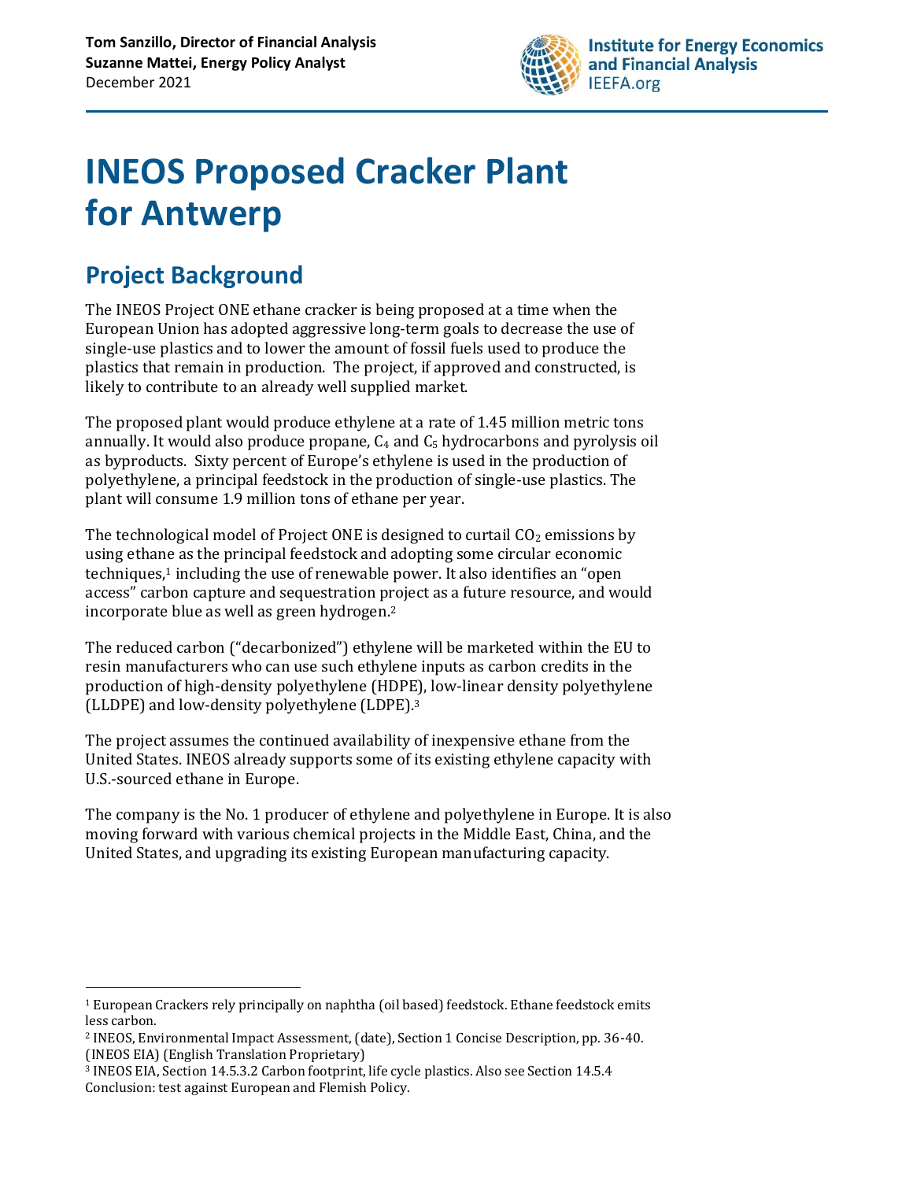**Tom Sanzillo, Director of Financial Analysis**
**Suzanne Mattei, Energy Policy Analyst**
December 2021

Institute for Energy Economics and Financial Analysis
IEEFA.org

# INEOS Proposed Cracker Plant for Antwerp

## Project Background

The INEOS Project ONE ethane cracker is being proposed at a time when the European Union has adopted aggressive long-term goals to decrease the use of single-use plastics and to lower the amount of fossil fuels used to produce the plastics that remain in production. The project, if approved and constructed, is likely to contribute to an already well supplied market.

The proposed plant would produce ethylene at a rate of 1.45 million metric tons annually. It would also produce propane, $C_4$ and $C_5$ hydrocarbons and pyrolysis oil as byproducts. Sixty percent of Europe's ethylene is used in the production of polyethylene, a principal feedstock in the production of single-use plastics. The plant will consume 1.9 million tons of ethane per year.

The technological model of Project ONE is designed to curtail $CO_2$ emissions by using ethane as the principal feedstock and adopting some circular economic techniques,[1] including the use of renewable power. It also identifies an "open access" carbon capture and sequestration project as a future resource, and would incorporate blue as well as green hydrogen.[2]

The reduced carbon ("decarbonized") ethylene will be marketed within the EU to resin manufacturers who can use such ethylene inputs as carbon credits in the production of high-density polyethylene (HDPE), low-linear density polyethylene (LLDPE) and low-density polyethylene (LDPE).[3]

The project assumes the continued availability of inexpensive ethane from the United States. INEOS already supports some of its existing ethylene capacity with U.S.-sourced ethane in Europe.

The company is the No. 1 producer of ethylene and polyethylene in Europe. It is also moving forward with various chemical projects in the Middle East, China, and the United States, and upgrading its existing European manufacturing capacity.

---

[1] European Crackers rely principally on naphtha (oil based) feedstock. Ethane feedstock emits less carbon.

[2] INEOS, Environmental Impact Assessment, (date), Section 1 Concise Description, pp. 36-40. (INEOS EIA) (English Translation Proprietary)

[3] INEOS EIA, Section 14.5.3.2 Carbon footprint, life cycle plastics. Also see Section 14.5.4 Conclusion: test against European and Flemish Policy.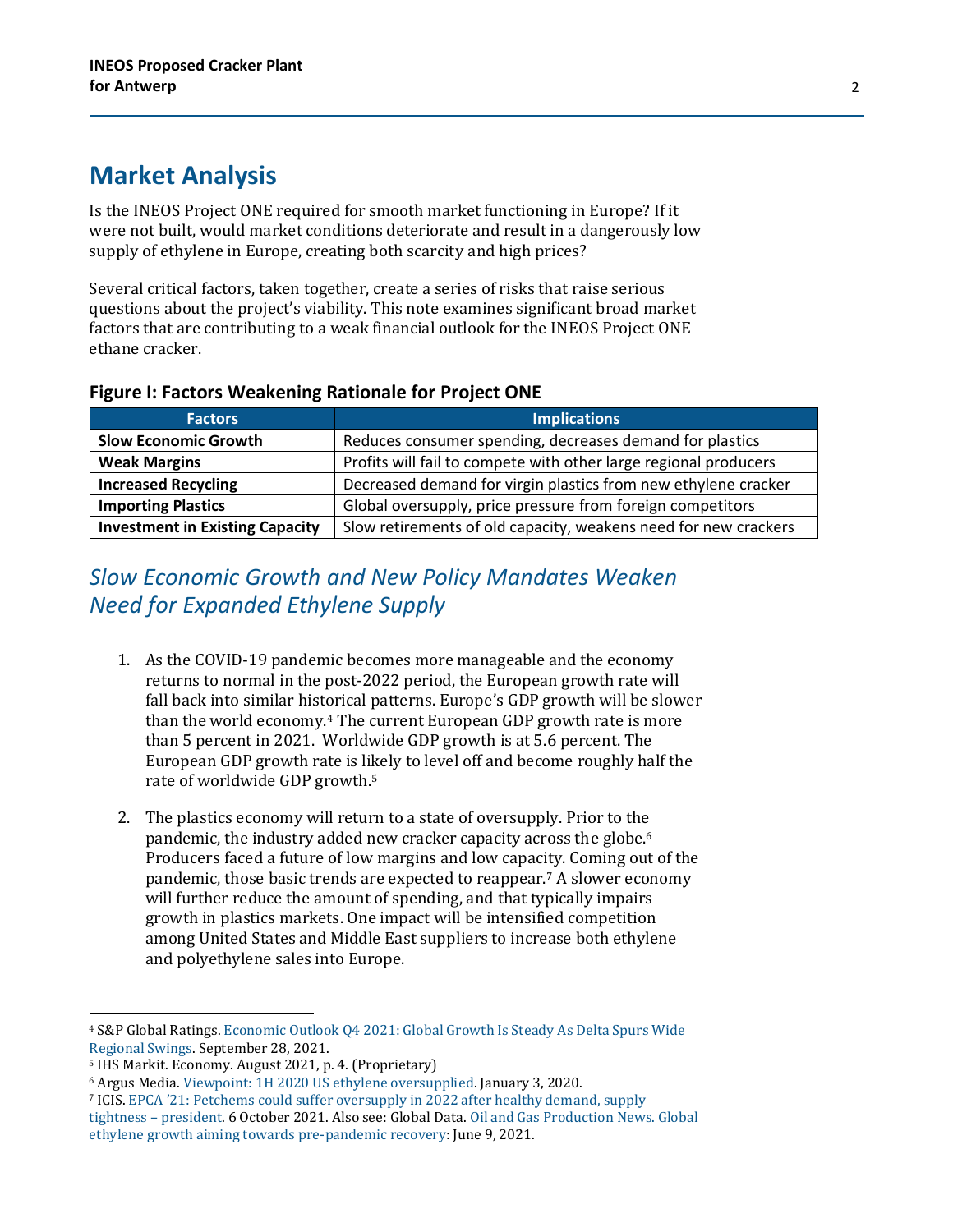# Market Analysis

Is the INEOS Project ONE required for smooth market functioning in Europe? If it were not built, would market conditions deteriorate and result in a dangerously low supply of ethylene in Europe, creating both scarcity and high prices?

Several critical factors, taken together, create a series of risks that raise serious questions about the project's viability. This note examines significant broad market factors that are contributing to a weak financial outlook for the INEOS Project ONE ethane cracker.

### Figure I: Factors Weakening Rationale for Project ONE

| Factors | Implications |
| --- | --- |
| **Slow Economic Growth** | Reduces consumer spending, decreases demand for plastics |
| **Weak Margins** | Profits will fail to compete with other large regional producers |
| **Increased Recycling** | Decreased demand for virgin plastics from new ethylene cracker |
| **Importing Plastics** | Global oversupply, price pressure from foreign competitors |
| **Investment in Existing Capacity** | Slow retirements of old capacity, weakens need for new crackers |

## *Slow Economic Growth and New Policy Mandates Weaken Need for Expanded Ethylene Supply*

1. As the COVID-19 pandemic becomes more manageable and the economy returns to normal in the post-2022 period, the European growth rate will fall back into similar historical patterns. Europe's GDP growth will be slower than the world economy.[4] The current European GDP growth rate is more than 5 percent in 2021. Worldwide GDP growth is at 5.6 percent. The European GDP growth rate is likely to level off and become roughly half the rate of worldwide GDP growth.[5]

2. The plastics economy will return to a state of oversupply. Prior to the pandemic, the industry added new cracker capacity across the globe.[6] Producers faced a future of low margins and low capacity. Coming out of the pandemic, those basic trends are expected to reappear.[7] A slower economy will further reduce the amount of spending, and that typically impairs growth in plastics markets. One impact will be intensified competition among United States and Middle East suppliers to increase both ethylene and polyethylene sales into Europe.

---

[4] S&P Global Ratings. Economic Outlook Q4 2021: Global Growth Is Steady As Delta Spurs Wide Regional Swings. September 28, 2021.

[5] IHS Markit. Economy. August 2021, p. 4. (Proprietary)

[6] Argus Media. Viewpoint: 1H 2020 US ethylene oversupplied. January 3, 2020.

[7] ICIS. EPCA '21: Petchems could suffer oversupply in 2022 after healthy demand, supply tightness – president. 6 October 2021. Also see: Global Data. Oil and Gas Production News. Global ethylene growth aiming towards pre-pandemic recovery: June 9, 2021.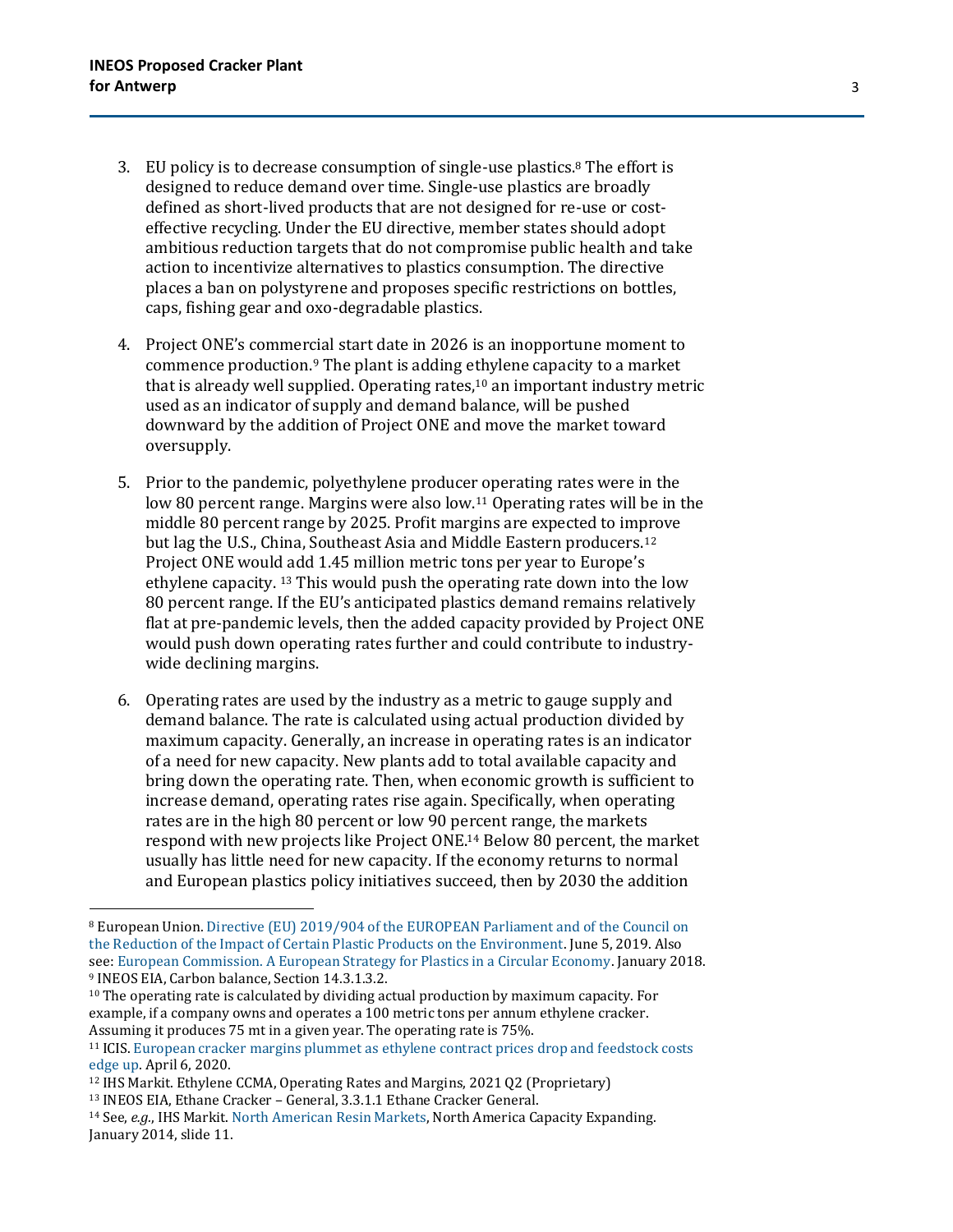3. EU policy is to decrease consumption of single-use plastics.[8] The effort is designed to reduce demand over time. Single-use plastics are broadly defined as short-lived products that are not designed for re-use or cost-effective recycling. Under the EU directive, member states should adopt ambitious reduction targets that do not compromise public health and take action to incentivize alternatives to plastics consumption. The directive places a ban on polystyrene and proposes specific restrictions on bottles, caps, fishing gear and oxo-degradable plastics.

4. Project ONE's commercial start date in 2026 is an inopportune moment to commence production.[9] The plant is adding ethylene capacity to a market that is already well supplied. Operating rates,[10] an important industry metric used as an indicator of supply and demand balance, will be pushed downward by the addition of Project ONE and move the market toward oversupply.

5. Prior to the pandemic, polyethylene producer operating rates were in the low 80 percent range. Margins were also low.[11] Operating rates will be in the middle 80 percent range by 2025. Profit margins are expected to improve but lag the U.S., China, Southeast Asia and Middle Eastern producers.[12] Project ONE would add 1.45 million metric tons per year to Europe's ethylene capacity. [13] This would push the operating rate down into the low 80 percent range. If the EU's anticipated plastics demand remains relatively flat at pre-pandemic levels, then the added capacity provided by Project ONE would push down operating rates further and could contribute to industry-wide declining margins.

6. Operating rates are used by the industry as a metric to gauge supply and demand balance. The rate is calculated using actual production divided by maximum capacity. Generally, an increase in operating rates is an indicator of a need for new capacity. New plants add to total available capacity and bring down the operating rate. Then, when economic growth is sufficient to increase demand, operating rates rise again. Specifically, when operating rates are in the high 80 percent or low 90 percent range, the markets respond with new projects like Project ONE.[14] Below 80 percent, the market usually has little need for new capacity. If the economy returns to normal and European plastics policy initiatives succeed, then by 2030 the addition

---

[8] European Union. Directive (EU) 2019/904 of the EUROPEAN Parliament and of the Council on the Reduction of the Impact of Certain Plastic Products on the Environment. June 5, 2019. Also see: European Commission. A European Strategy for Plastics in a Circular Economy. January 2018.

[9] INEOS EIA, Carbon balance, Section 14.3.1.3.2.

[10] The operating rate is calculated by dividing actual production by maximum capacity. For example, if a company owns and operates a 100 metric tons per annum ethylene cracker. Assuming it produces 75 mt in a given year. The operating rate is 75%.

[11] ICIS. European cracker margins plummet as ethylene contract prices drop and feedstock costs edge up. April 6, 2020.

[12] IHS Markit. Ethylene CCMA, Operating Rates and Margins, 2021 Q2 (Proprietary)

[13] INEOS EIA, Ethane Cracker – General, 3.3.1.1 Ethane Cracker General.

[14] See, *e.g.*, IHS Markit. North American Resin Markets, North America Capacity Expanding. January 2014, slide 11.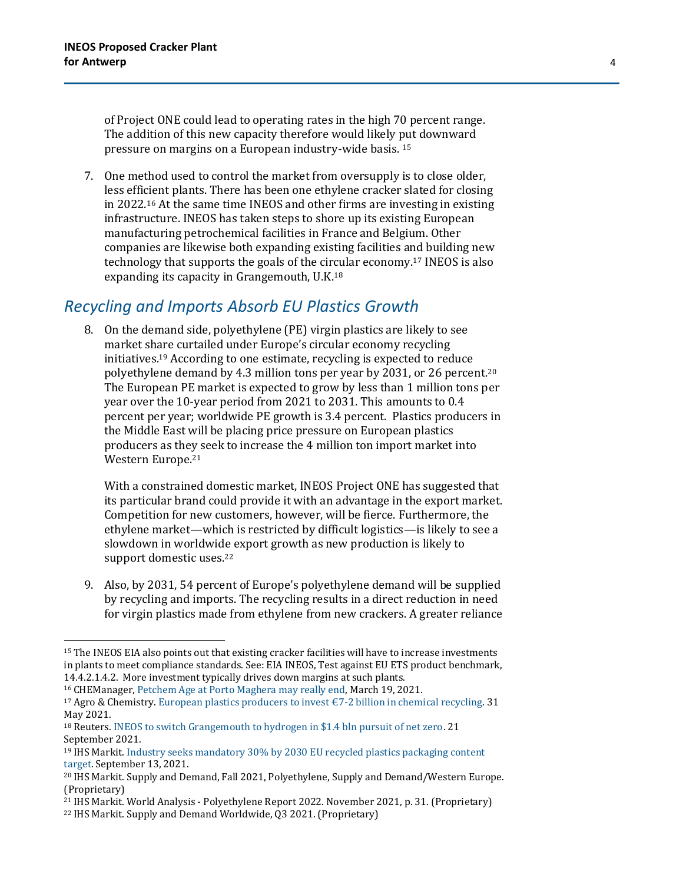of Project ONE could lead to operating rates in the high 70 percent range. The addition of this new capacity therefore would likely put downward pressure on margins on a European industry-wide basis. [15]

7. One method used to control the market from oversupply is to close older, less efficient plants. There has been one ethylene cracker slated for closing in 2022.[16] At the same time INEOS and other firms are investing in existing infrastructure. INEOS has taken steps to shore up its existing European manufacturing petrochemical facilities in France and Belgium. Other companies are likewise both expanding existing facilities and building new technology that supports the goals of the circular economy.[17] INEOS is also expanding its capacity in Grangemouth, U.K.[18]

## *Recycling and Imports Absorb EU Plastics Growth*

8. On the demand side, polyethylene (PE) virgin plastics are likely to see market share curtailed under Europe's circular economy recycling initiatives.[19] According to one estimate, recycling is expected to reduce polyethylene demand by 4.3 million tons per year by 2031, or 26 percent.[20] The European PE market is expected to grow by less than 1 million tons per year over the 10-year period from 2021 to 2031. This amounts to 0.4 percent per year; worldwide PE growth is 3.4 percent. Plastics producers in the Middle East will be placing price pressure on European plastics producers as they seek to increase the 4 million ton import market into Western Europe.[21]

   With a constrained domestic market, INEOS Project ONE has suggested that its particular brand could provide it with an advantage in the export market. Competition for new customers, however, will be fierce. Furthermore, the ethylene market—which is restricted by difficult logistics—is likely to see a slowdown in worldwide export growth as new production is likely to support domestic uses.[22]

9. Also, by 2031, 54 percent of Europe's polyethylene demand will be supplied by recycling and imports. The recycling results in a direct reduction in need for virgin plastics made from ethylene from new crackers. A greater reliance

---

[15] The INEOS EIA also points out that existing cracker facilities will have to increase investments in plants to meet compliance standards. See: EIA INEOS, Test against EU ETS product benchmark, 14.4.2.1.4.2. More investment typically drives down margins at such plants.

[16] CHEManager, Petchem Age at Porto Maghera may really end, March 19, 2021.

[17] Agro & Chemistry. European plastics producers to invest €7-2 billion in chemical recycling. 31 May 2021.

[18] Reuters. INEOS to switch Grangemouth to hydrogen in $1.4 bln pursuit of net zero. 21 September 2021.

[19] IHS Markit. Industry seeks mandatory 30% by 2030 EU recycled plastics packaging content target. September 13, 2021.

[20] IHS Markit. Supply and Demand, Fall 2021, Polyethylene, Supply and Demand/Western Europe. (Proprietary)

[21] IHS Markit. World Analysis - Polyethylene Report 2022. November 2021, p. 31. (Proprietary)

[22] IHS Markit. Supply and Demand Worldwide, Q3 2021. (Proprietary)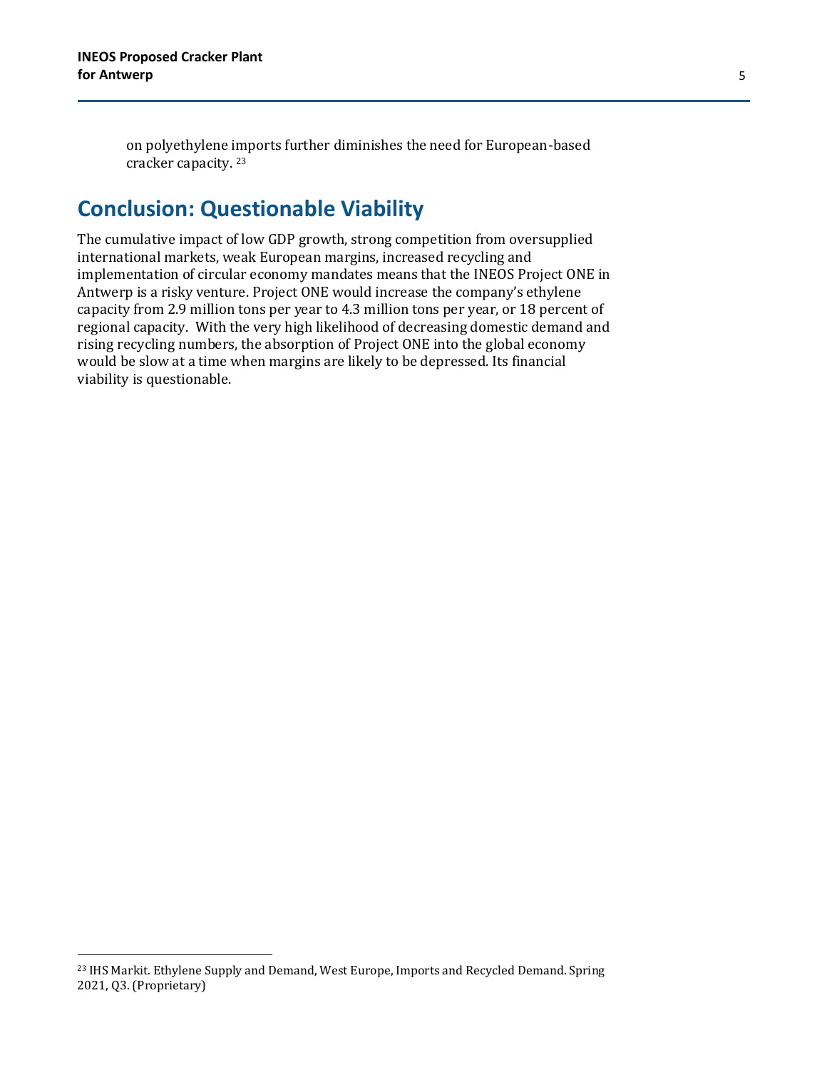on polyethylene imports further diminishes the need for European-based cracker capacity. [23]

## Conclusion: Questionable Viability

The cumulative impact of low GDP growth, strong competition from oversupplied international markets, weak European margins, increased recycling and implementation of circular economy mandates means that the INEOS Project ONE in Antwerp is a risky venture. Project ONE would increase the company's ethylene capacity from 2.9 million tons per year to 4.3 million tons per year, or 18 percent of regional capacity. With the very high likelihood of decreasing domestic demand and rising recycling numbers, the absorption of Project ONE into the global economy would be slow at a time when margins are likely to be depressed. Its financial viability is questionable.

[23] IHS Markit. Ethylene Supply and Demand, West Europe, Imports and Recycled Demand. Spring 2021, Q3. (Proprietary)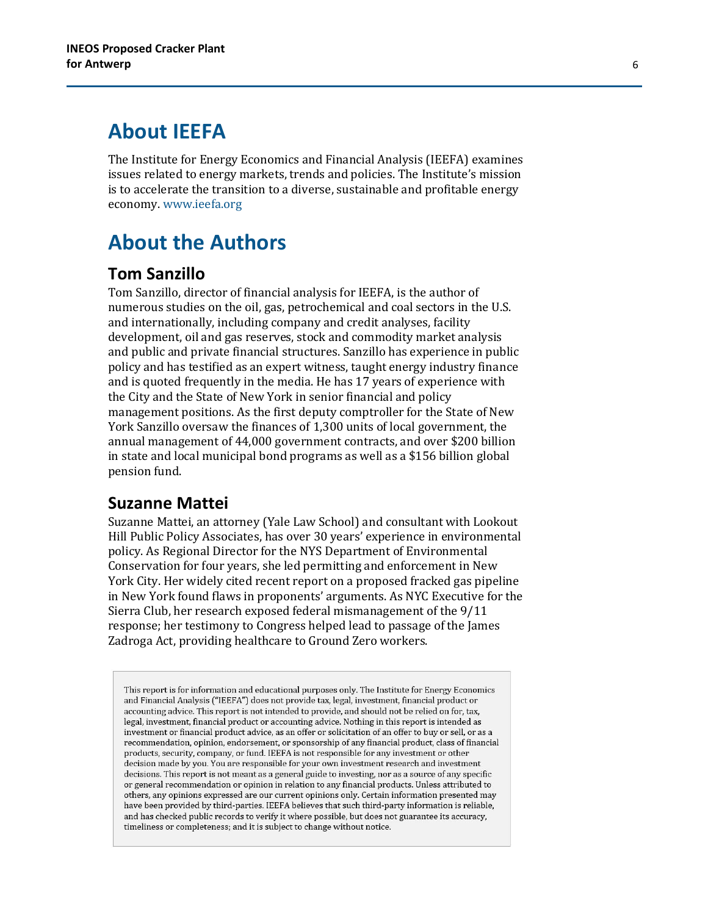# About IEEFA

The Institute for Energy Economics and Financial Analysis (IEEFA) examines issues related to energy markets, trends and policies. The Institute's mission is to accelerate the transition to a diverse, sustainable and profitable energy economy. www.ieefa.org

# About the Authors

## Tom Sanzillo

Tom Sanzillo, director of financial analysis for IEEFA, is the author of numerous studies on the oil, gas, petrochemical and coal sectors in the U.S. and internationally, including company and credit analyses, facility development, oil and gas reserves, stock and commodity market analysis and public and private financial structures. Sanzillo has experience in public policy and has testified as an expert witness, taught energy industry finance and is quoted frequently in the media. He has 17 years of experience with the City and the State of New York in senior financial and policy management positions. As the first deputy comptroller for the State of New York Sanzillo oversaw the finances of 1,300 units of local government, the annual management of 44,000 government contracts, and over $200 billion in state and local municipal bond programs as well as a $156 billion global pension fund.

## Suzanne Mattei

Suzanne Mattei, an attorney (Yale Law School) and consultant with Lookout Hill Public Policy Associates, has over 30 years' experience in environmental policy. As Regional Director for the NYS Department of Environmental Conservation for four years, she led permitting and enforcement in New York City. Her widely cited recent report on a proposed fracked gas pipeline in New York found flaws in proponents' arguments. As NYC Executive for the Sierra Club, her research exposed federal mismanagement of the 9/11 response; her testimony to Congress helped lead to passage of the James Zadroga Act, providing healthcare to Ground Zero workers.

This report is for information and educational purposes only. The Institute for Energy Economics and Financial Analysis ("IEEFA") does not provide tax, legal, investment, financial product or accounting advice. This report is not intended to provide, and should not be relied on for, tax, legal, investment, financial product or accounting advice. Nothing in this report is intended as investment or financial product advice, as an offer or solicitation of an offer to buy or sell, or as a recommendation, opinion, endorsement, or sponsorship of any financial product, class of financial products, security, company, or fund. IEEFA is not responsible for any investment or other decision made by you. You are responsible for your own investment research and investment decisions. This report is not meant as a general guide to investing, nor as a source of any specific or general recommendation or opinion in relation to any financial products. Unless attributed to others, any opinions expressed are our current opinions only. Certain information presented may have been provided by third-parties. IEEFA believes that such third-party information is reliable, and has checked public records to verify it where possible, but does not guarantee its accuracy, timeliness or completeness; and it is subject to change without notice.